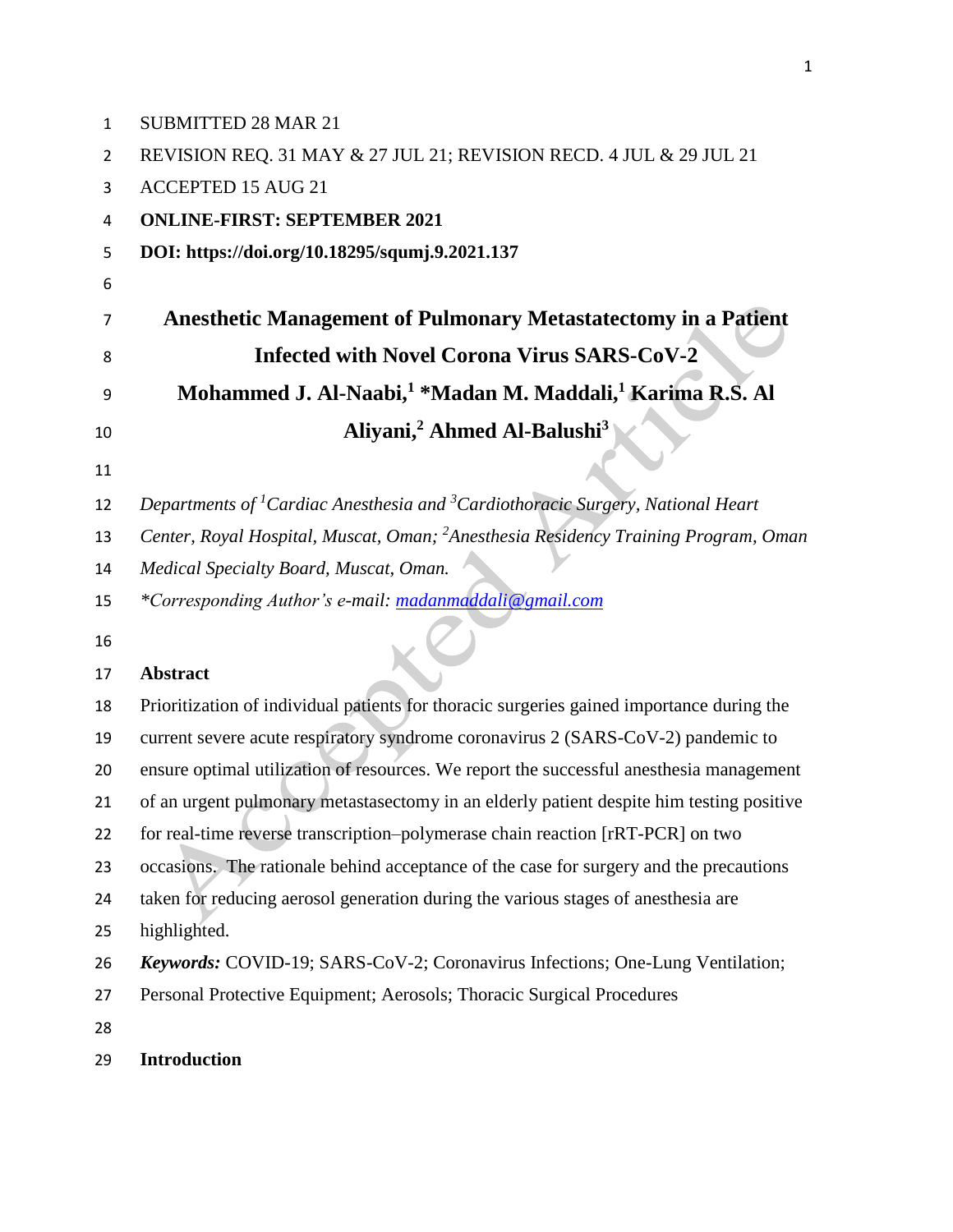SUBMITTED 28 MAR 21

REVISION REQ. 31 MAY & 27 JUL 21; REVISION RECD. 4 JUL & 29 JUL 21

ACCEPTED 15 AUG 21

**ONLINE-FIRST: SEPTEMBER 2021**

**DOI: https://doi.org/10.18295/squmj.9.2021.137**

# Anesthetic Management of Pulmonary Metastatectomy in a Patient Infected with Novel Corona Virus SARS-CoV-2

**Mohammed J. Al-Naabi,[1] *Madan M. Maddali,[1] Karima R.S. Al Aliyani,[2] Ahmed Al-Balushi[3]**

*Departments of [1]Cardiac Anesthesia and [3]Cardiothoracic Surgery, National Heart Center, Royal Hospital, Muscat, Oman; [2]Anesthesia Residency Training Program, Oman Medical Specialty Board, Muscat, Oman.*

*\*Corresponding Author's e-mail: madanmaddali@gmail.com*

## Abstract

Prioritization of individual patients for thoracic surgeries gained importance during the current severe acute respiratory syndrome coronavirus 2 (SARS-CoV-2) pandemic to ensure optimal utilization of resources. We report the successful anesthesia management of an urgent pulmonary metastasectomy in an elderly patient despite him testing positive for real-time reverse transcription–polymerase chain reaction [rRT-PCR] on two occasions. The rationale behind acceptance of the case for surgery and the precautions taken for reducing aerosol generation during the various stages of anesthesia are highlighted.

***Keywords:*** COVID-19; SARS-CoV-2; Coronavirus Infections; One-Lung Ventilation; Personal Protective Equipment; Aerosols; Thoracic Surgical Procedures

## Introduction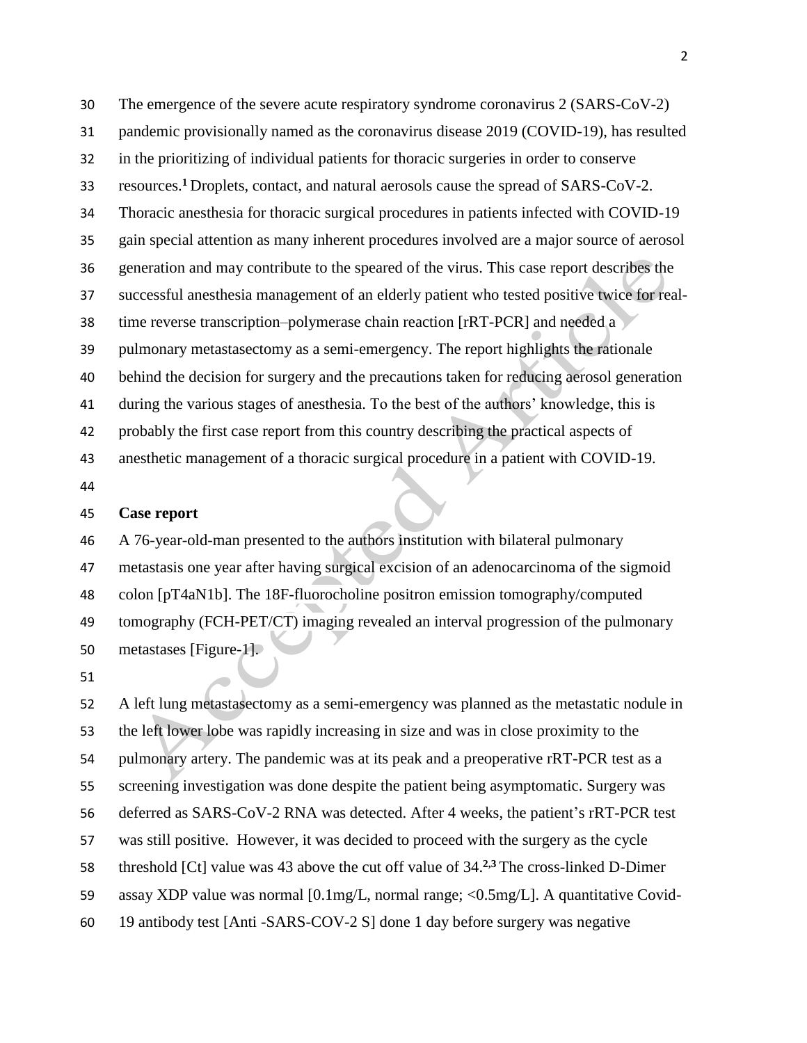The emergence of the severe acute respiratory syndrome coronavirus 2 (SARS-CoV-2) pandemic provisionally named as the coronavirus disease 2019 (COVID-19), has resulted in the prioritizing of individual patients for thoracic surgeries in order to conserve resources.[1] Droplets, contact, and natural aerosols cause the spread of SARS-CoV-2. Thoracic anesthesia for thoracic surgical procedures in patients infected with COVID-19 gain special attention as many inherent procedures involved are a major source of aerosol generation and may contribute to the speared of the virus. This case report describes the successful anesthesia management of an elderly patient who tested positive twice for real-time reverse transcription–polymerase chain reaction [rRT-PCR] and needed a pulmonary metastasectomy as a semi-emergency. The report highlights the rationale behind the decision for surgery and the precautions taken for reducing aerosol generation during the various stages of anesthesia. To the best of the authors' knowledge, this is probably the first case report from this country describing the practical aspects of anesthetic management of a thoracic surgical procedure in a patient with COVID-19.

## Case report

A 76-year-old-man presented to the authors institution with bilateral pulmonary metastasis one year after having surgical excision of an adenocarcinoma of the sigmoid colon [pT4aN1b]. The 18F-fluorocholine positron emission tomography/computed tomography (FCH-PET/CT) imaging revealed an interval progression of the pulmonary metastases [Figure-1].

A left lung metastasectomy as a semi-emergency was planned as the metastatic nodule in the left lower lobe was rapidly increasing in size and was in close proximity to the pulmonary artery. The pandemic was at its peak and a preoperative rRT-PCR test as a screening investigation was done despite the patient being asymptomatic. Surgery was deferred as SARS-CoV-2 RNA was detected. After 4 weeks, the patient's rRT-PCR test was still positive. However, it was decided to proceed with the surgery as the cycle threshold [Ct] value was 43 above the cut off value of 34.[2,3] The cross-linked D-Dimer assay XDP value was normal [0.1mg/L, normal range; <0.5mg/L]. A quantitative Covid-19 antibody test [Anti -SARS-COV-2 S] done 1 day before surgery was negative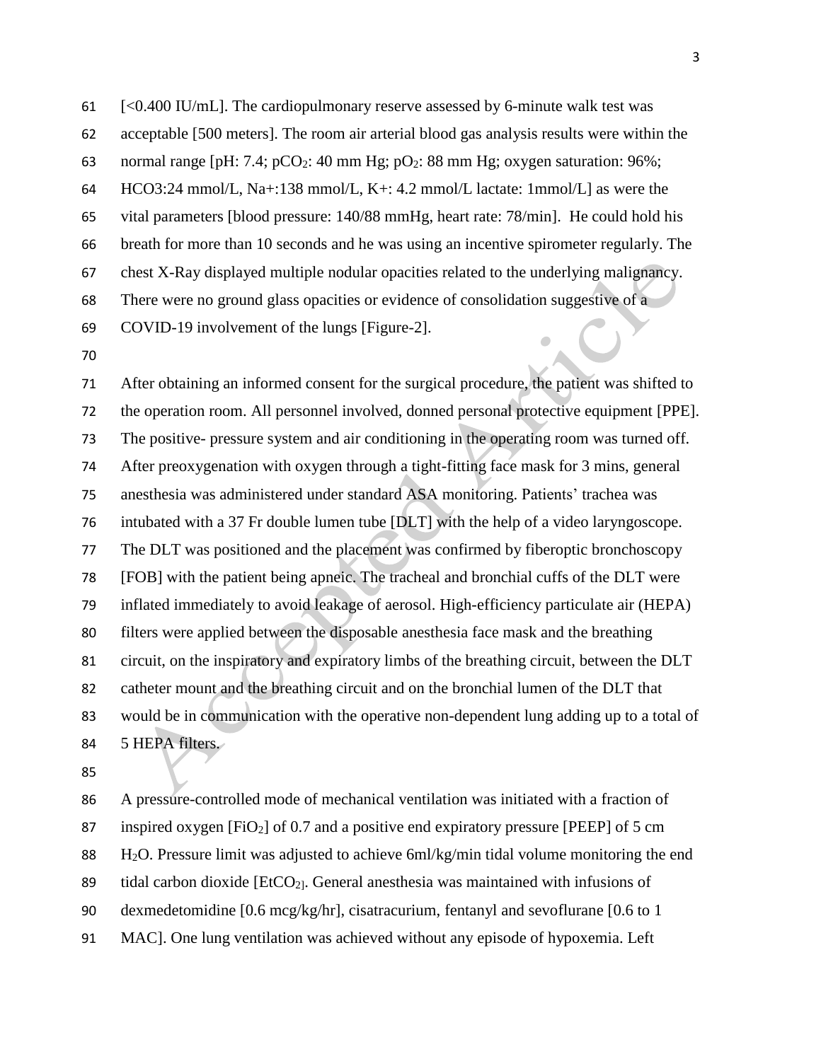[<0.400 IU/mL]. The cardiopulmonary reserve assessed by 6-minute walk test was acceptable [500 meters]. The room air arterial blood gas analysis results were within the normal range [pH: 7.4; $pCO_2$: 40 mm Hg; $pO_2$: 88 mm Hg; oxygen saturation: 96%; HCO3:24 mmol/L, Na+:138 mmol/L, K+: 4.2 mmol/L lactate: 1mmol/L] as were the vital parameters [blood pressure: 140/88 mmHg, heart rate: 78/min]. He could hold his breath for more than 10 seconds and he was using an incentive spirometer regularly. The chest X-Ray displayed multiple nodular opacities related to the underlying malignancy. There were no ground glass opacities or evidence of consolidation suggestive of a COVID-19 involvement of the lungs [Figure-2].

After obtaining an informed consent for the surgical procedure, the patient was shifted to the operation room. All personnel involved, donned personal protective equipment [PPE]. The positive- pressure system and air conditioning in the operating room was turned off. After preoxygenation with oxygen through a tight-fitting face mask for 3 mins, general anesthesia was administered under standard ASA monitoring. Patients' trachea was intubated with a 37 Fr double lumen tube [DLT] with the help of a video laryngoscope. The DLT was positioned and the placement was confirmed by fiberoptic bronchoscopy [FOB] with the patient being apneic. The tracheal and bronchial cuffs of the DLT were inflated immediately to avoid leakage of aerosol. High-efficiency particulate air (HEPA) filters were applied between the disposable anesthesia face mask and the breathing circuit, on the inspiratory and expiratory limbs of the breathing circuit, between the DLT catheter mount and the breathing circuit and on the bronchial lumen of the DLT that would be in communication with the operative non-dependent lung adding up to a total of 5 HEPA filters.

A pressure-controlled mode of mechanical ventilation was initiated with a fraction of inspired oxygen [$FiO_2$] of 0.7 and a positive end expiratory pressure [PEEP] of 5 cm $H_2O$. Pressure limit was adjusted to achieve 6ml/kg/min tidal volume monitoring the end tidal carbon dioxide [$EtCO_2$]. General anesthesia was maintained with infusions of dexmedetomidine [0.6 mcg/kg/hr], cisatracurium, fentanyl and sevoflurane [0.6 to 1 MAC]. One lung ventilation was achieved without any episode of hypoxemia. Left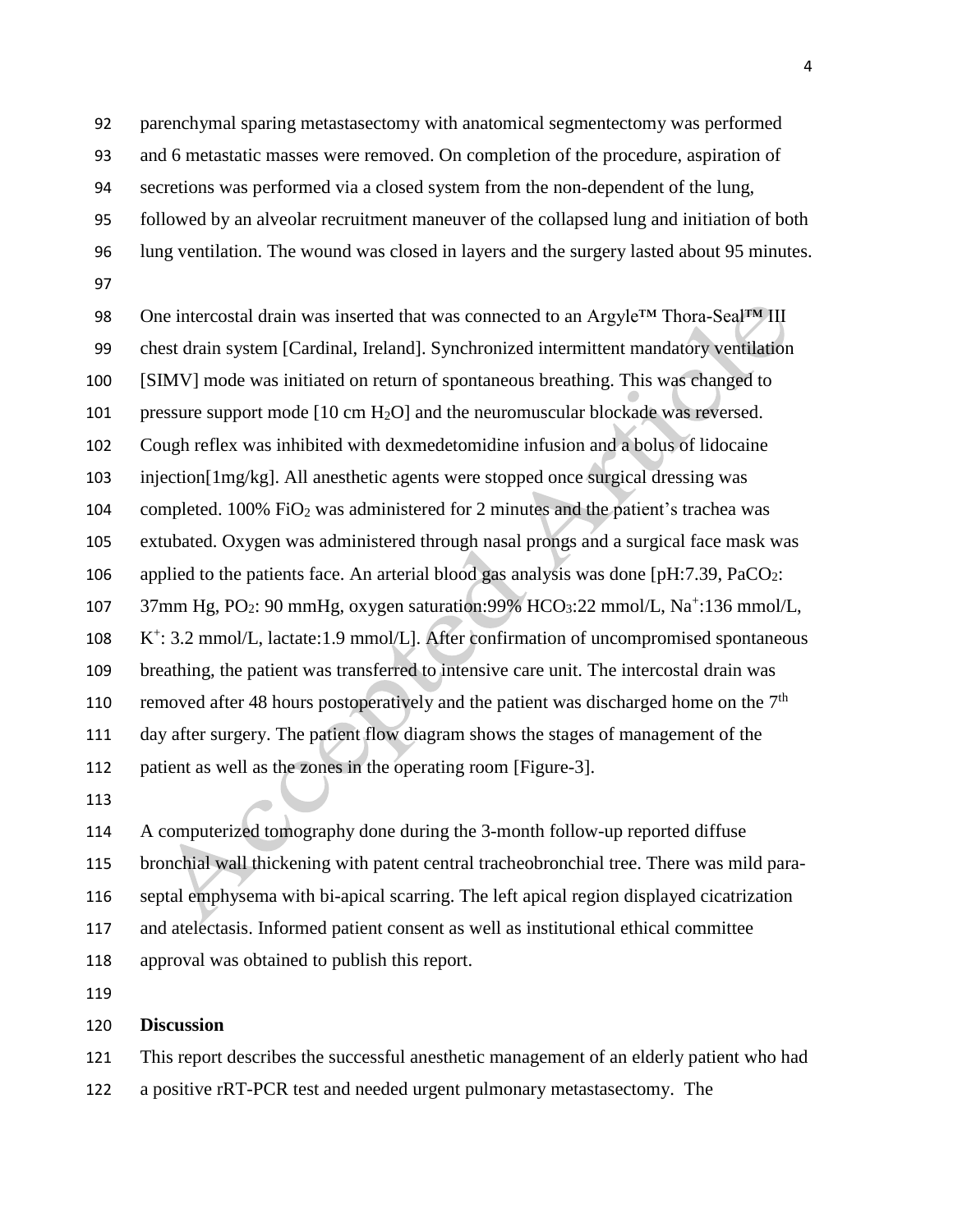parenchymal sparing metastasectomy with anatomical segmentectomy was performed and 6 metastatic masses were removed. On completion of the procedure, aspiration of secretions was performed via a closed system from the non-dependent of the lung, followed by an alveolar recruitment maneuver of the collapsed lung and initiation of both lung ventilation. The wound was closed in layers and the surgery lasted about 95 minutes.

One intercostal drain was inserted that was connected to an Argyle™ Thora-Seal™ III chest drain system [Cardinal, Ireland]. Synchronized intermittent mandatory ventilation [SIMV] mode was initiated on return of spontaneous breathing. This was changed to pressure support mode [10 cm $H_2O$] and the neuromuscular blockade was reversed. Cough reflex was inhibited with dexmedetomidine infusion and a bolus of lidocaine injection[1mg/kg]. All anesthetic agents were stopped once surgical dressing was completed. 100% $FiO_2$ was administered for 2 minutes and the patient's trachea was extubated. Oxygen was administered through nasal prongs and a surgical face mask was applied to the patients face. An arterial blood gas analysis was done [pH:7.39, $PaCO_2$: 37mm Hg, $PO_2$: 90 mmHg, oxygen saturation:99% $HCO_3$:22 mmol/L, $Na^+$:136 mmol/L, $K^+$: 3.2 mmol/L, lactate:1.9 mmol/L]. After confirmation of uncompromised spontaneous breathing, the patient was transferred to intensive care unit. The intercostal drain was removed after 48 hours postoperatively and the patient was discharged home on the 7th day after surgery. The patient flow diagram shows the stages of management of the patient as well as the zones in the operating room [Figure-3].

A computerized tomography done during the 3-month follow-up reported diffuse bronchial wall thickening with patent central tracheobronchial tree. There was mild para-septal emphysema with bi-apical scarring. The left apical region displayed cicatrization and atelectasis. Informed patient consent as well as institutional ethical committee approval was obtained to publish this report.

## Discussion

This report describes the successful anesthetic management of an elderly patient who had a positive rRT-PCR test and needed urgent pulmonary metastasectomy. The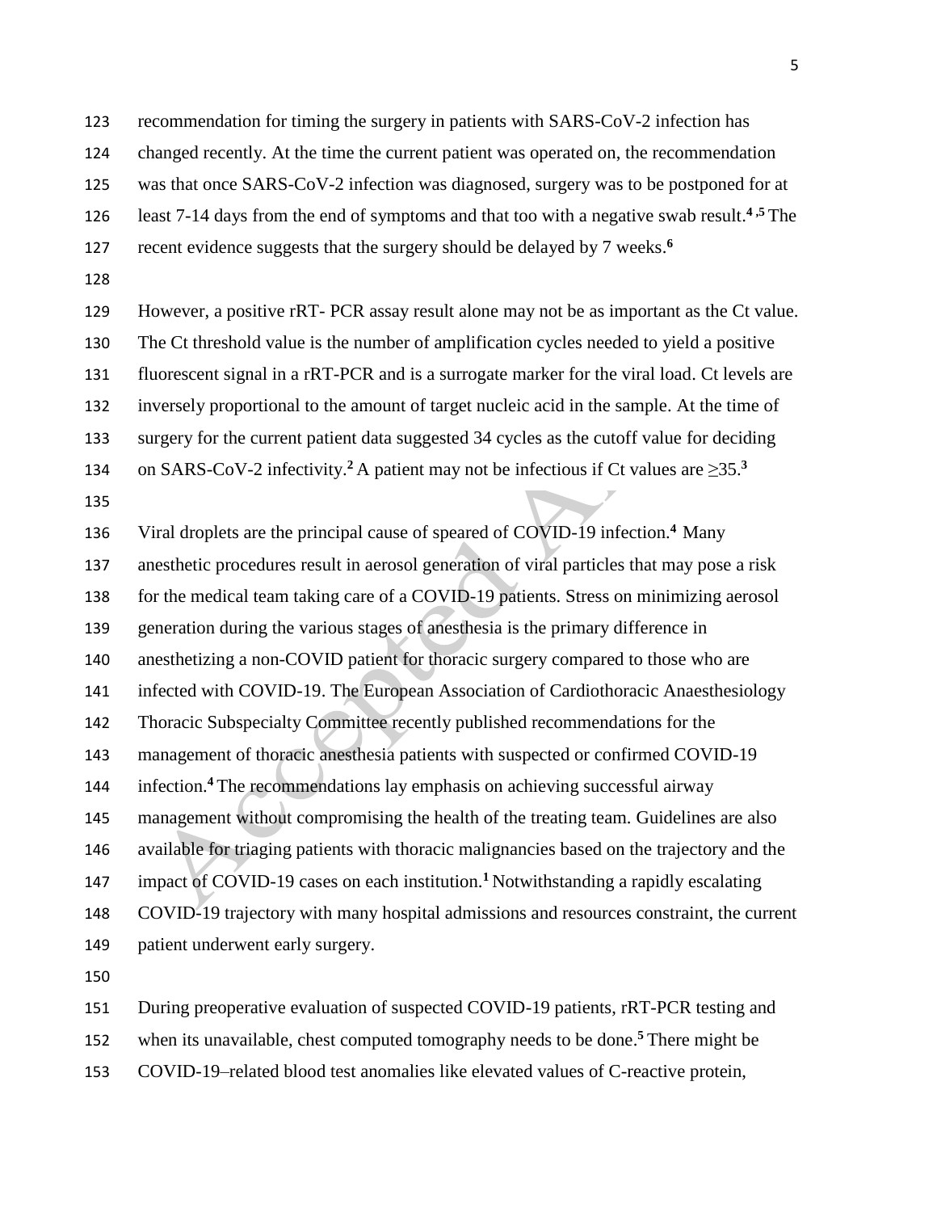recommendation for timing the surgery in patients with SARS-CoV-2 infection has changed recently. At the time the current patient was operated on, the recommendation was that once SARS-CoV-2 infection was diagnosed, surgery was to be postponed for at least 7-14 days from the end of symptoms and that too with a negative swab result.[4,5] The recent evidence suggests that the surgery should be delayed by 7 weeks.[6]

However, a positive rRT- PCR assay result alone may not be as important as the Ct value. The Ct threshold value is the number of amplification cycles needed to yield a positive fluorescent signal in a rRT-PCR and is a surrogate marker for the viral load. Ct levels are inversely proportional to the amount of target nucleic acid in the sample. At the time of surgery for the current patient data suggested 34 cycles as the cutoff value for deciding on SARS-CoV-2 infectivity.[2] A patient may not be infectious if Ct values are ≥35.[3]

Viral droplets are the principal cause of speared of COVID-19 infection.[4] Many anesthetic procedures result in aerosol generation of viral particles that may pose a risk for the medical team taking care of a COVID-19 patients. Stress on minimizing aerosol generation during the various stages of anesthesia is the primary difference in anesthetizing a non-COVID patient for thoracic surgery compared to those who are infected with COVID-19. The European Association of Cardiothoracic Anaesthesiology Thoracic Subspecialty Committee recently published recommendations for the management of thoracic anesthesia patients with suspected or confirmed COVID-19 infection.[4] The recommendations lay emphasis on achieving successful airway management without compromising the health of the treating team. Guidelines are also available for triaging patients with thoracic malignancies based on the trajectory and the impact of COVID-19 cases on each institution.[1] Notwithstanding a rapidly escalating COVID-19 trajectory with many hospital admissions and resources constraint, the current patient underwent early surgery.

During preoperative evaluation of suspected COVID-19 patients, rRT-PCR testing and when its unavailable, chest computed tomography needs to be done.[5] There might be COVID-19–related blood test anomalies like elevated values of C-reactive protein,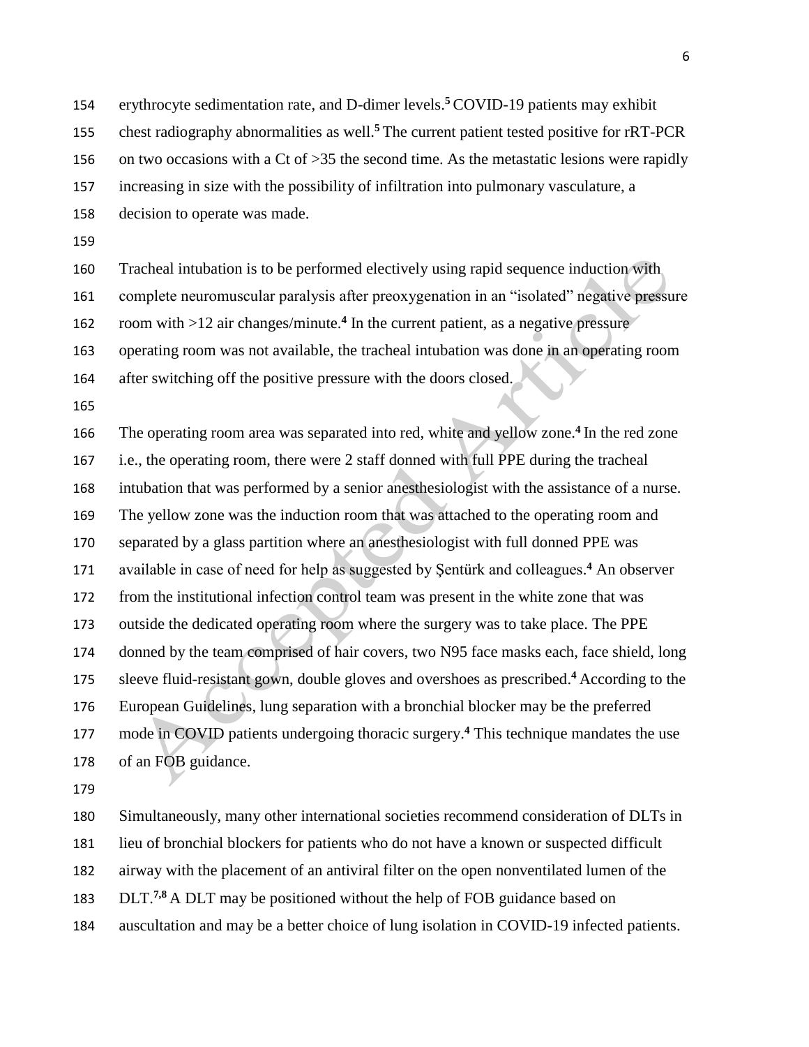erythrocyte sedimentation rate, and D-dimer levels.[5] COVID-19 patients may exhibit chest radiography abnormalities as well.[5] The current patient tested positive for rRT-PCR on two occasions with a Ct of >35 the second time. As the metastatic lesions were rapidly increasing in size with the possibility of infiltration into pulmonary vasculature, a decision to operate was made.

Tracheal intubation is to be performed electively using rapid sequence induction with complete neuromuscular paralysis after preoxygenation in an "isolated" negative pressure room with >12 air changes/minute.[4] In the current patient, as a negative pressure operating room was not available, the tracheal intubation was done in an operating room after switching off the positive pressure with the doors closed.

The operating room area was separated into red, white and yellow zone.[4] In the red zone i.e., the operating room, there were 2 staff donned with full PPE during the tracheal intubation that was performed by a senior anesthesiologist with the assistance of a nurse. The yellow zone was the induction room that was attached to the operating room and separated by a glass partition where an anesthesiologist with full donned PPE was available in case of need for help as suggested by Şentürk and colleagues.[4] An observer from the institutional infection control team was present in the white zone that was outside the dedicated operating room where the surgery was to take place. The PPE donned by the team comprised of hair covers, two N95 face masks each, face shield, long sleeve fluid-resistant gown, double gloves and overshoes as prescribed.[4] According to the European Guidelines, lung separation with a bronchial blocker may be the preferred mode in COVID patients undergoing thoracic surgery.[4] This technique mandates the use of an FOB guidance.

Simultaneously, many other international societies recommend consideration of DLTs in lieu of bronchial blockers for patients who do not have a known or suspected difficult airway with the placement of an antiviral filter on the open nonventilated lumen of the DLT.[7,8] A DLT may be positioned without the help of FOB guidance based on auscultation and may be a better choice of lung isolation in COVID-19 infected patients.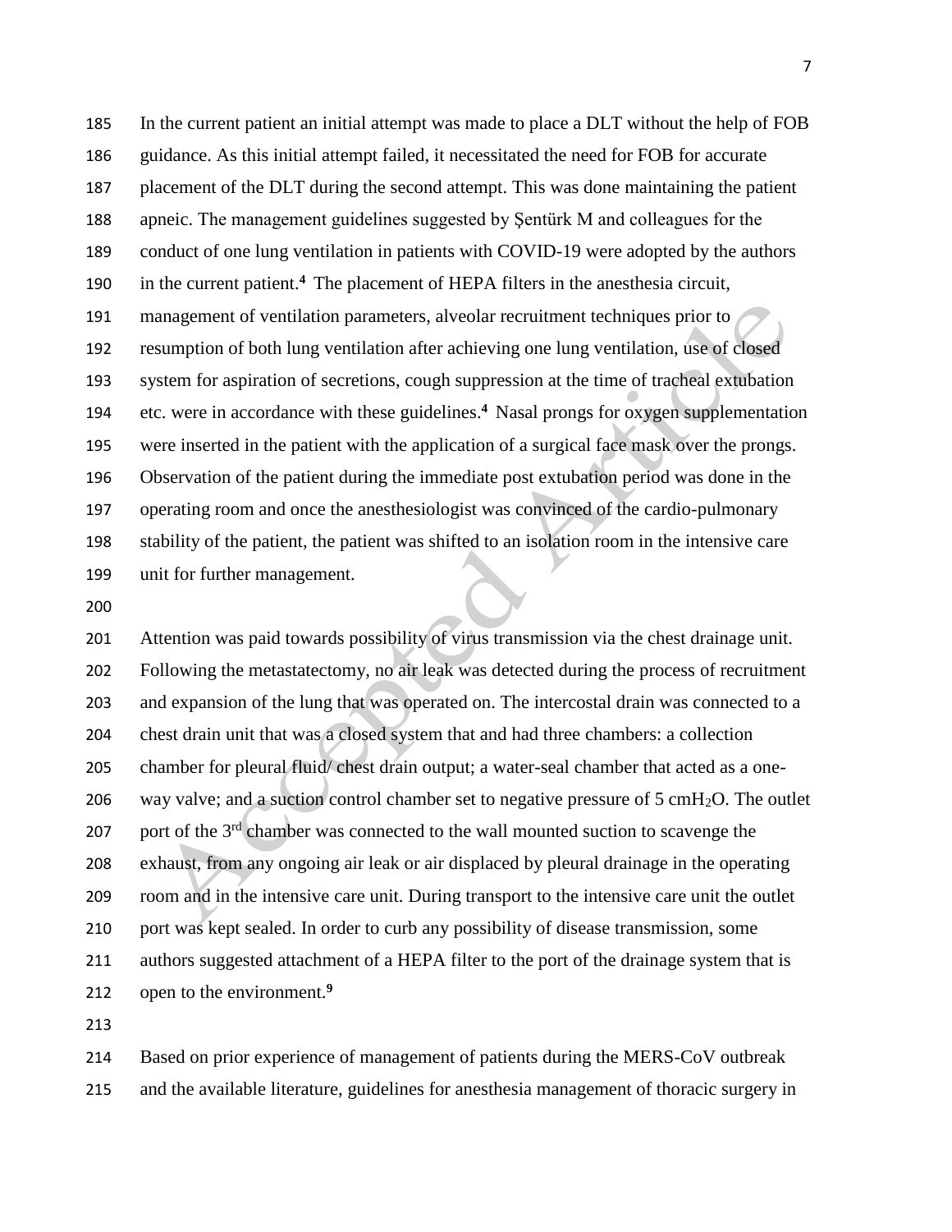In the current patient an initial attempt was made to place a DLT without the help of FOB guidance. As this initial attempt failed, it necessitated the need for FOB for accurate placement of the DLT during the second attempt. This was done maintaining the patient apneic. The management guidelines suggested by Şentürk M and colleagues for the conduct of one lung ventilation in patients with COVID-19 were adopted by the authors in the current patient.[4] The placement of HEPA filters in the anesthesia circuit, management of ventilation parameters, alveolar recruitment techniques prior to resumption of both lung ventilation after achieving one lung ventilation, use of closed system for aspiration of secretions, cough suppression at the time of tracheal extubation etc. were in accordance with these guidelines.[4] Nasal prongs for oxygen supplementation were inserted in the patient with the application of a surgical face mask over the prongs. Observation of the patient during the immediate post extubation period was done in the operating room and once the anesthesiologist was convinced of the cardio-pulmonary stability of the patient, the patient was shifted to an isolation room in the intensive care unit for further management.

Attention was paid towards possibility of virus transmission via the chest drainage unit. Following the metastatectomy, no air leak was detected during the process of recruitment and expansion of the lung that was operated on. The intercostal drain was connected to a chest drain unit that was a closed system that and had three chambers: a collection chamber for pleural fluid/ chest drain output; a water-seal chamber that acted as a one-way valve; and a suction control chamber set to negative pressure of 5 $cmH_2O$. The outlet port of the 3rd chamber was connected to the wall mounted suction to scavenge the exhaust, from any ongoing air leak or air displaced by pleural drainage in the operating room and in the intensive care unit. During transport to the intensive care unit the outlet port was kept sealed. In order to curb any possibility of disease transmission, some authors suggested attachment of a HEPA filter to the port of the drainage system that is open to the environment.[9]

Based on prior experience of management of patients during the MERS-CoV outbreak and the available literature, guidelines for anesthesia management of thoracic surgery in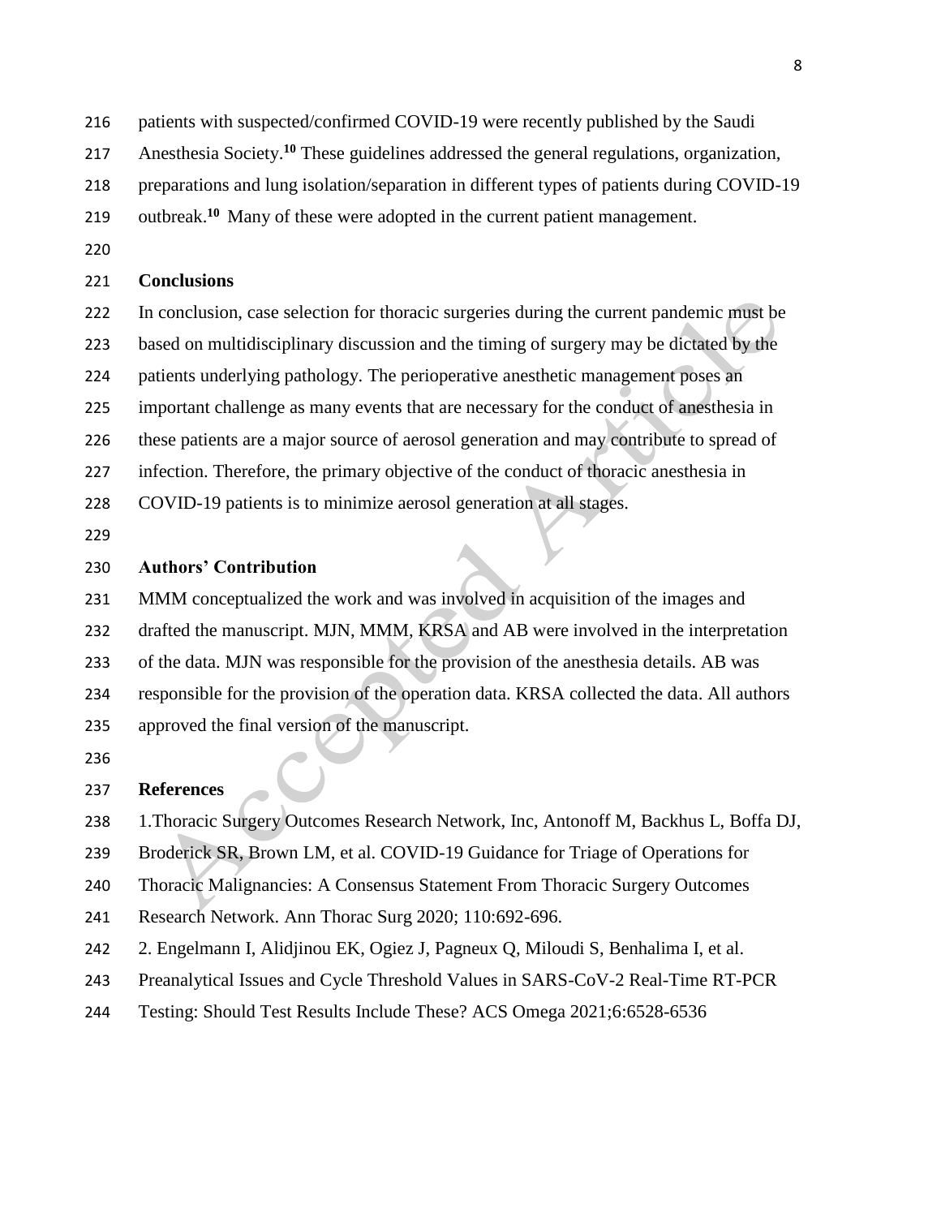patients with suspected/confirmed COVID-19 were recently published by the Saudi Anesthesia Society.[10] These guidelines addressed the general regulations, organization, preparations and lung isolation/separation in different types of patients during COVID-19 outbreak.[10] Many of these were adopted in the current patient management.

## Conclusions

In conclusion, case selection for thoracic surgeries during the current pandemic must be based on multidisciplinary discussion and the timing of surgery may be dictated by the patients underlying pathology. The perioperative anesthetic management poses an important challenge as many events that are necessary for the conduct of anesthesia in these patients are a major source of aerosol generation and may contribute to spread of infection. Therefore, the primary objective of the conduct of thoracic anesthesia in COVID-19 patients is to minimize aerosol generation at all stages.

## Authors' Contribution

MMM conceptualized the work and was involved in acquisition of the images and drafted the manuscript. MJN, MMM, KRSA and AB were involved in the interpretation of the data. MJN was responsible for the provision of the anesthesia details. AB was responsible for the provision of the operation data. KRSA collected the data. All authors approved the final version of the manuscript.

## References

1.Thoracic Surgery Outcomes Research Network, Inc, Antonoff M, Backhus L, Boffa DJ, Broderick SR, Brown LM, et al. COVID-19 Guidance for Triage of Operations for Thoracic Malignancies: A Consensus Statement From Thoracic Surgery Outcomes Research Network. Ann Thorac Surg 2020; 110:692-696.

2. Engelmann I, Alidjinou EK, Ogiez J, Pagneux Q, Miloudi S, Benhalima I, et al. Preanalytical Issues and Cycle Threshold Values in SARS-CoV-2 Real-Time RT-PCR Testing: Should Test Results Include These? ACS Omega 2021;6:6528-6536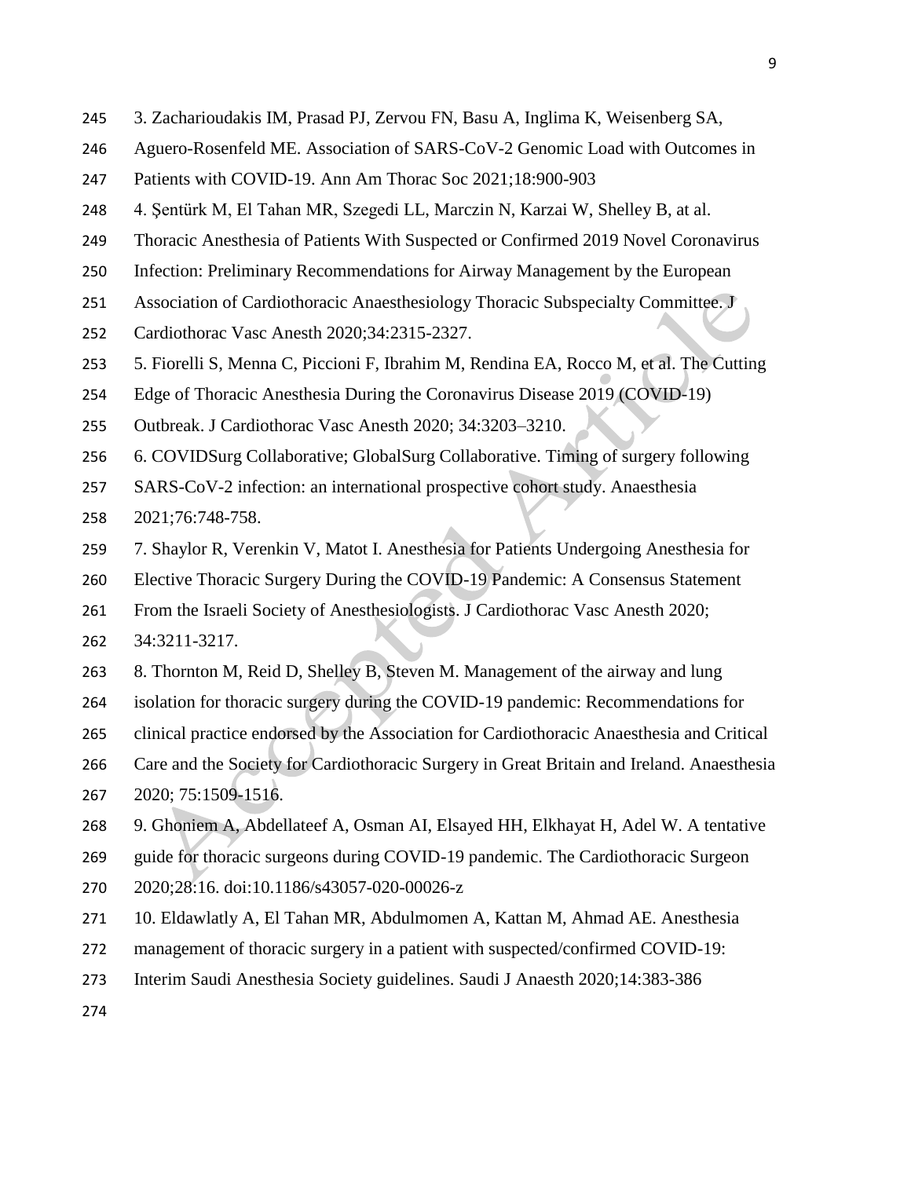3. Zacharioudakis IM, Prasad PJ, Zervou FN, Basu A, Inglima K, Weisenberg SA, Aguero-Rosenfeld ME. Association of SARS-CoV-2 Genomic Load with Outcomes in Patients with COVID-19. Ann Am Thorac Soc 2021;18:900-903

4. Şentürk M, El Tahan MR, Szegedi LL, Marczin N, Karzai W, Shelley B, at al. Thoracic Anesthesia of Patients With Suspected or Confirmed 2019 Novel Coronavirus Infection: Preliminary Recommendations for Airway Management by the European Association of Cardiothoracic Anaesthesiology Thoracic Subspecialty Committee. J Cardiothorac Vasc Anesth 2020;34:2315-2327.

5. Fiorelli S, Menna C, Piccioni F, Ibrahim M, Rendina EA, Rocco M, et al. The Cutting Edge of Thoracic Anesthesia During the Coronavirus Disease 2019 (COVID-19) Outbreak. J Cardiothorac Vasc Anesth 2020; 34:3203–3210.

6. COVIDSurg Collaborative; GlobalSurg Collaborative. Timing of surgery following SARS-CoV-2 infection: an international prospective cohort study. Anaesthesia 2021;76:748-758.

7. Shaylor R, Verenkin V, Matot I. Anesthesia for Patients Undergoing Anesthesia for Elective Thoracic Surgery During the COVID-19 Pandemic: A Consensus Statement From the Israeli Society of Anesthesiologists. J Cardiothorac Vasc Anesth 2020; 34:3211-3217.

8. Thornton M, Reid D, Shelley B, Steven M. Management of the airway and lung isolation for thoracic surgery during the COVID-19 pandemic: Recommendations for clinical practice endorsed by the Association for Cardiothoracic Anaesthesia and Critical Care and the Society for Cardiothoracic Surgery in Great Britain and Ireland. Anaesthesia 2020; 75:1509-1516.

9. Ghoniem A, Abdellateef A, Osman AI, Elsayed HH, Elkhayat H, Adel W. A tentative guide for thoracic surgeons during COVID-19 pandemic. The Cardiothoracic Surgeon 2020;28:16. doi:10.1186/s43057-020-00026-z

10. Eldawlatly A, El Tahan MR, Abdulmomen A, Kattan M, Ahmad AE. Anesthesia management of thoracic surgery in a patient with suspected/confirmed COVID-19: Interim Saudi Anesthesia Society guidelines. Saudi J Anaesth 2020;14:383-386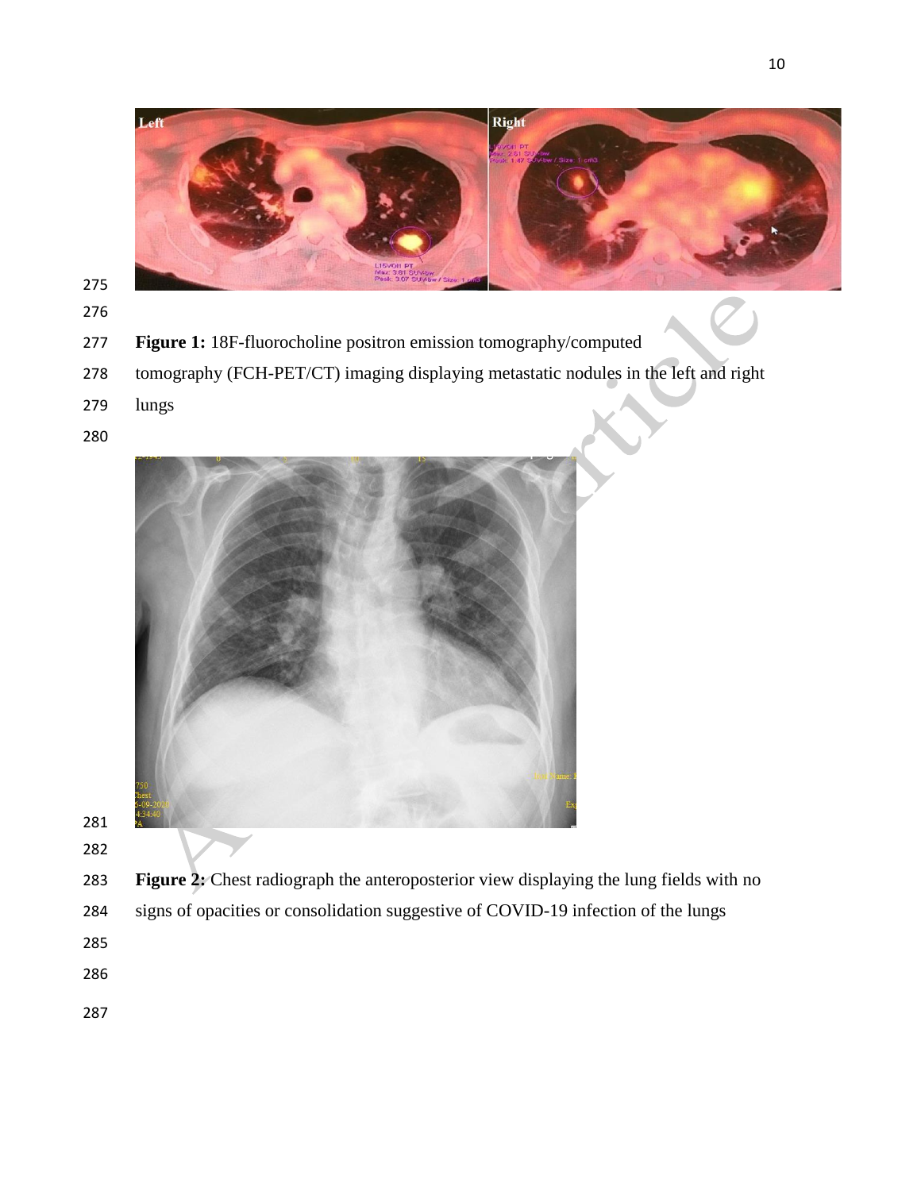**Figure 1:** 18F-fluorocholine positron emission tomography/computed tomography (FCH-PET/CT) imaging displaying metastatic nodules in the left and right lungs

**Figure 2:** Chest radiograph the anteroposterior view displaying the lung fields with no signs of opacities or consolidation suggestive of COVID-19 infection of the lungs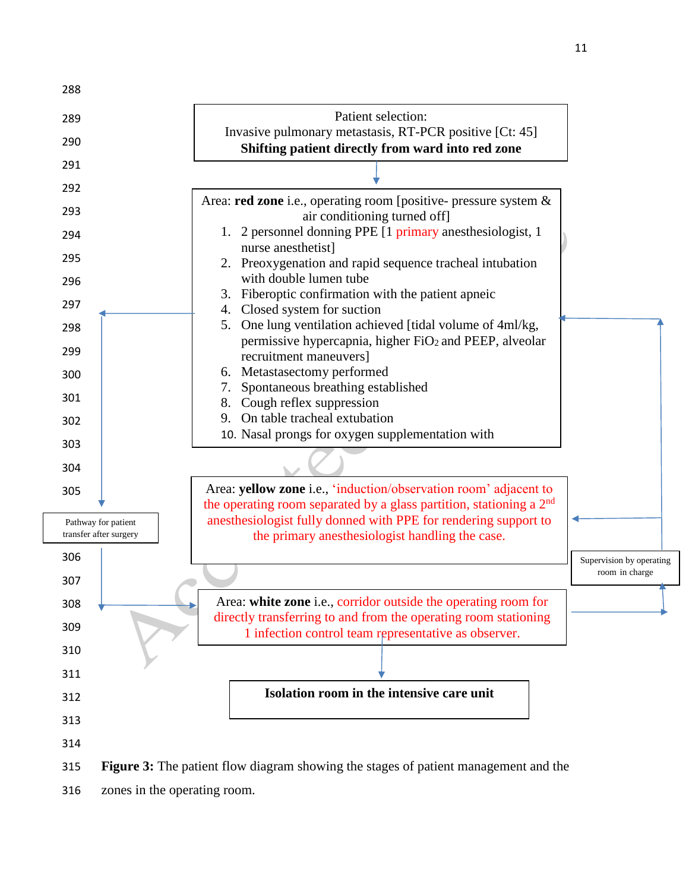Patient selection:
Invasive pulmonary metastasis, RT-PCR positive [Ct: 45]
**Shifting patient directly from ward into red zone**

Area: **red zone** i.e., operating room [positive- pressure system & air conditioning turned off]

1. 2 personnel donning PPE [1 primary anesthesiologist, 1 nurse anesthetist]
2. Preoxygenation and rapid sequence tracheal intubation with double lumen tube
3. Fiberoptic confirmation with the patient apneic
4. Closed system for suction
5. One lung ventilation achieved [tidal volume of 4ml/kg, permissive hypercapnia, higher $FiO_2$ and PEEP, alveolar recruitment maneuvers]
6. Metastasectomy performed
7. Spontaneous breathing established
8. Cough reflex suppression
9. On table tracheal extubation
10. Nasal prongs for oxygen supplementation with

Area: **yellow zone** i.e., 'induction/observation room' adjacent to the operating room separated by a glass partition, stationing a 2nd anesthesiologist fully donned with PPE for rendering support to the primary anesthesiologist handling the case.

Pathway for patient transfer after surgery

Supervision by operating room in charge

Area: **white zone** i.e., corridor outside the operating room for directly transferring to and from the operating room stationing 1 infection control team representative as observer.

**Isolation room in the intensive care unit**

**Figure 3:** The patient flow diagram showing the stages of patient management and the zones in the operating room.